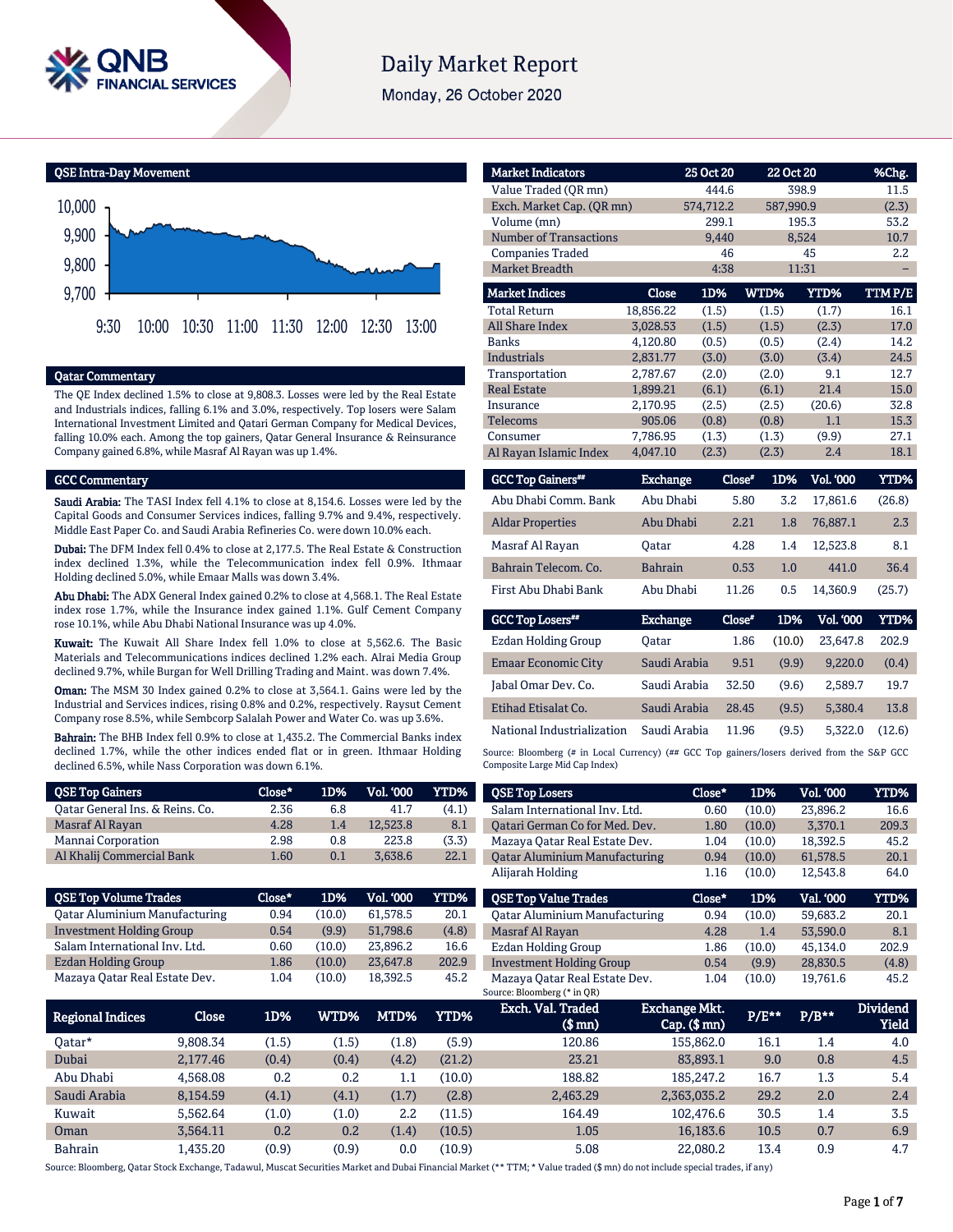# Daily Market Report

Monday, 26 October 2020

## QSE Intra-Day Movement

## Qatar Commentary

The QE Index declined 1.5% to close at 9,808.3. Losses were led by the Real Estate and Industrials indices, falling 6.1% and 3.0%, respectively. Top losers were Salam International Investment Limited and Qatari German Company for Medical Devices, falling 10.0% each. Among the top gainers, Qatar General Insurance & Reinsurance Company gained 6.8%, while Masraf Al Rayan was up 1.4%.

## GCC Commentary

**Saudi Arabia:** The TASI Index fell 4.1% to close at 8,154.6. Losses were led by the Capital Goods and Consumer Services indices, falling 9.7% and 9.4%, respectively. Middle East Paper Co. and Saudi Arabia Refineries Co. were down 10.0% each.

**Dubai:** The DFM Index fell 0.4% to close at 2,177.5. The Real Estate & Construction index declined 1.3%, while the Telecommunication index fell 0.9%. Ithmaar Holding declined 5.0%, while Emaar Malls was down 3.4%.

**Abu Dhabi:** The ADX General Index gained 0.2% to close at 4,568.1. The Real Estate index rose 1.7%, while the Insurance index gained 1.1%. Gulf Cement Company rose 10.1%, while Abu Dhabi National Insurance was up 4.0%.

**Kuwait:** The Kuwait All Share Index fell 1.0% to close at 5,562.6. The Basic Materials and Telecommunications indices declined 1.2% each. Alrai Media Group declined 9.7%, while Burgan for Well Drilling Trading and Maint. was down 7.4%.

**Oman:** The MSM 30 Index gained 0.2% to close at 3,564.1. Gains were led by the Industrial and Services indices, rising 0.8% and 0.2%, respectively. Raysut Cement Company rose 8.5%, while Sembcorp Salalah Power and Water Co. was up 3.6%.

**Bahrain:** The BHB Index fell 0.9% to close at 1,435.2. The Commercial Banks index declined 1.7%, while the other indices ended flat or in green. Ithmaar Holding declined 6.5%, while Nass Corporation was down 6.1%.

| Market Indicators | 25 Oct 20 | 22 Oct 20 | %Chg. |
|---|---|---|---|
| Value Traded (QR mn) | 444.6 | 398.9 | 11.5 |
| Exch. Market Cap. (QR mn) | 574,712.2 | 587,990.9 | (2.3) |
| Volume (mn) | 299.1 | 195.3 | 53.2 |
| Number of Transactions | 9,440 | 8,524 | 10.7 |
| Companies Traded | 46 | 45 | 2.2 |
| Market Breadth | 4:38 | 11:31 | – |

| Market Indices | Close | 1D% | WTD% | YTD% | TTM P/E |
|---|---|---|---|---|---|
| Total Return | 18,856.22 | (1.5) | (1.5) | (1.7) | 16.1 |
| All Share Index | 3,028.53 | (1.5) | (1.5) | (2.3) | 17.0 |
| Banks | 4,120.80 | (0.5) | (0.5) | (2.4) | 14.2 |
| Industrials | 2,831.77 | (3.0) | (3.0) | (3.4) | 24.5 |
| Transportation | 2,787.67 | (2.0) | (2.0) | 9.1 | 12.7 |
| Real Estate | 1,899.21 | (6.1) | (6.1) | 21.4 | 15.0 |
| Insurance | 2,170.95 | (2.5) | (2.5) | (20.6) | 32.8 |
| Telecoms | 905.06 | (0.8) | (0.8) | 1.1 | 15.3 |
| Consumer | 7,786.95 | (1.3) | (1.3) | (9.9) | 27.1 |
| Al Rayan Islamic Index | 4,047.10 | (2.3) | (2.3) | 2.4 | 18.1 |

| GCC Top Gainers## | Exchange | Close# | 1D% | Vol. '000 | YTD% |
|---|---|---|---|---|---|
| Abu Dhabi Comm. Bank | Abu Dhabi | 5.80 | 3.2 | 17,861.6 | (26.8) |
| Aldar Properties | Abu Dhabi | 2.21 | 1.8 | 76,887.1 | 2.3 |
| Masraf Al Rayan | Qatar | 4.28 | 1.4 | 12,523.8 | 8.1 |
| Bahrain Telecom. Co. | Bahrain | 0.53 | 1.0 | 441.0 | 36.4 |
| First Abu Dhabi Bank | Abu Dhabi | 11.26 | 0.5 | 14,360.9 | (25.7) |

| GCC Top Losers## | Exchange | Close# | 1D% | Vol. '000 | YTD% |
|---|---|---|---|---|---|
| Ezdan Holding Group | Qatar | 1.86 | (10.0) | 23,647.8 | 202.9 |
| Emaar Economic City | Saudi Arabia | 9.51 | (9.9) | 9,220.0 | (0.4) |
| Jabal Omar Dev. Co. | Saudi Arabia | 32.50 | (9.6) | 2,589.7 | 19.7 |
| Etihad Etisalat Co. | Saudi Arabia | 28.45 | (9.5) | 5,380.4 | 13.8 |
| National Industrialization | Saudi Arabia | 11.96 | (9.5) | 5,322.0 | (12.6) |

Source: Bloomberg (# in Local Currency) (## GCC Top gainers/losers derived from the S&P GCC Composite Large Mid Cap Index)

| QSE Top Gainers | Close* | 1D% | Vol. '000 | YTD% |
|---|---|---|---|---|
| Qatar General Ins. & Reins. Co. | 2.36 | 6.8 | 41.7 | (4.1) |
| Masraf Al Rayan | 4.28 | 1.4 | 12,523.8 | 8.1 |
| Mannai Corporation | 2.98 | 0.8 | 223.8 | (3.3) |
| Al Khalij Commercial Bank | 1.60 | 0.1 | 3,638.6 | 22.1 |

| QSE Top Losers | Close* | 1D% | Vol. '000 | YTD% |
|---|---|---|---|---|
| Salam International Inv. Ltd. | 0.60 | (10.0) | 23,896.2 | 16.6 |
| Qatari German Co for Med. Dev. | 1.80 | (10.0) | 3,370.1 | 209.3 |
| Mazaya Qatar Real Estate Dev. | 1.04 | (10.0) | 18,392.5 | 45.2 |
| Qatar Aluminium Manufacturing | 0.94 | (10.0) | 61,578.5 | 20.1 |
| Alijarah Holding | 1.16 | (10.0) | 12,543.8 | 64.0 |

| QSE Top Volume Trades | Close* | 1D% | Vol. '000 | YTD% |
|---|---|---|---|---|
| Qatar Aluminium Manufacturing | 0.94 | (10.0) | 61,578.5 | 20.1 |
| Investment Holding Group | 0.54 | (9.9) | 51,798.6 | (4.8) |
| Salam International Inv. Ltd. | 0.60 | (10.0) | 23,896.2 | 16.6 |
| Ezdan Holding Group | 1.86 | (10.0) | 23,647.8 | 202.9 |
| Mazaya Qatar Real Estate Dev. | 1.04 | (10.0) | 18,392.5 | 45.2 |

| QSE Top Value Trades | Close* | 1D% | Val. '000 | YTD% |
|---|---|---|---|---|
| Qatar Aluminium Manufacturing | 0.94 | (10.0) | 59,683.2 | 20.1 |
| Masraf Al Rayan | 4.28 | 1.4 | 53,590.0 | 8.1 |
| Ezdan Holding Group | 1.86 | (10.0) | 45,134.0 | 202.9 |
| Investment Holding Group | 0.54 | (9.9) | 28,830.5 | (4.8) |
| Mazaya Qatar Real Estate Dev. | 1.04 | (10.0) | 19,761.6 | 45.2 |

Source: Bloomberg (* in QR)

| Regional Indices | Close | 1D% | WTD% | MTD% | YTD% | Exch. Val. Traded ($ mn) | Exchange Mkt. Cap. ($ mn) | P/E** | P/B** | Dividend Yield |
|---|---|---|---|---|---|---|---|---|---|---|
| Qatar* | 9,808.34 | (1.5) | (1.5) | (1.8) | (5.9) | 120.86 | 155,862.0 | 16.1 | 1.4 | 4.0 |
| Dubai | 2,177.46 | (0.4) | (0.4) | (4.2) | (21.2) | 23.21 | 83,893.1 | 9.0 | 0.8 | 4.5 |
| Abu Dhabi | 4,568.08 | 0.2 | 0.2 | 1.1 | (10.0) | 188.82 | 185,247.2 | 16.7 | 1.3 | 5.4 |
| Saudi Arabia | 8,154.59 | (4.1) | (4.1) | (1.7) | (2.8) | 2,463.29 | 2,363,035.2 | 29.2 | 2.0 | 2.4 |
| Kuwait | 5,562.64 | (1.0) | (1.0) | 2.2 | (11.5) | 164.49 | 102,476.6 | 30.5 | 1.4 | 3.5 |
| Oman | 3,564.11 | 0.2 | 0.2 | (1.4) | (10.5) | 1.05 | 16,183.6 | 10.5 | 0.7 | 6.9 |
| Bahrain | 1,435.20 | (0.9) | (0.9) | 0.0 | (10.9) | 5.08 | 22,080.2 | 13.4 | 0.9 | 4.7 |

Source: Bloomberg, Qatar Stock Exchange, Tadawul, Muscat Securities Market and Dubai Financial Market (** TTM; * Value traded ($ mn) do not include special trades, if any)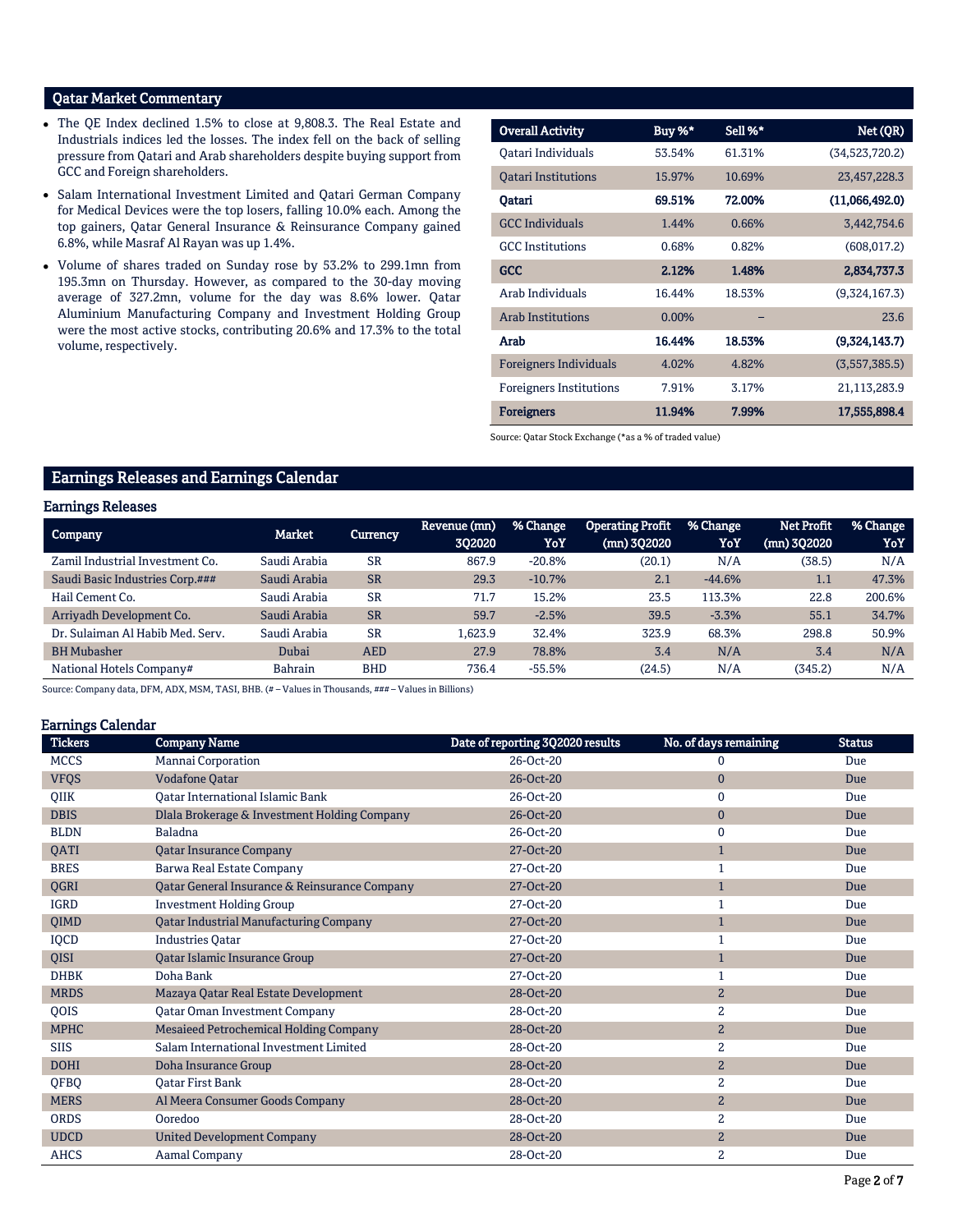## Qatar Market Commentary

- The QE Index declined 1.5% to close at 9,808.3. The Real Estate and Industrials indices led the losses. The index fell on the back of selling pressure from Qatari and Arab shareholders despite buying support from GCC and Foreign shareholders.
- Salam International Investment Limited and Qatari German Company for Medical Devices were the top losers, falling 10.0% each. Among the top gainers, Qatar General Insurance & Reinsurance Company gained 6.8%, while Masraf Al Rayan was up 1.4%.
- Volume of shares traded on Sunday rose by 53.2% to 299.1mn from 195.3mn on Thursday. However, as compared to the 30-day moving average of 327.2mn, volume for the day was 8.6% lower. Qatar Aluminium Manufacturing Company and Investment Holding Group were the most active stocks, contributing 20.6% and 17.3% to the total volume, respectively.

| Overall Activity | Buy %* | Sell %* | Net (QR) |
|---|---|---|---|
| Qatari Individuals | 53.54% | 61.31% | (34,523,720.2) |
| Qatari Institutions | 15.97% | 10.69% | 23,457,228.3 |
| **Qatari** | **69.51%** | **72.00%** | **(11,066,492.0)** |
| GCC Individuals | 1.44% | 0.66% | 3,442,754.6 |
| GCC Institutions | 0.68% | 0.82% | (608,017.2) |
| **GCC** | **2.12%** | **1.48%** | **2,834,737.3** |
| Arab Individuals | 16.44% | 18.53% | (9,324,167.3) |
| Arab Institutions | 0.00% | – | 23.6 |
| **Arab** | **16.44%** | **18.53%** | **(9,324,143.7)** |
| Foreigners Individuals | 4.02% | 4.82% | (3,557,385.5) |
| Foreigners Institutions | 7.91% | 3.17% | 21,113,283.9 |
| **Foreigners** | **11.94%** | **7.99%** | **17,555,898.4** |

Source: Qatar Stock Exchange (*as a % of traded value)

## Earnings Releases and Earnings Calendar

### Earnings Releases

| Company | Market | Currency | Revenue (mn) 3Q2020 | % Change YoY | Operating Profit (mn) 3Q2020 | % Change YoY | Net Profit (mn) 3Q2020 | % Change YoY |
|---|---|---|---|---|---|---|---|---|
| Zamil Industrial Investment Co. | Saudi Arabia | SR | 867.9 | -20.8% | (20.1) | N/A | (38.5) | N/A |
| Saudi Basic Industries Corp.### | Saudi Arabia | SR | 29.3 | -10.7% | 2.1 | -44.6% | 1.1 | 47.3% |
| Hail Cement Co. | Saudi Arabia | SR | 71.7 | 15.2% | 23.5 | 113.3% | 22.8 | 200.6% |
| Arriyadh Development Co. | Saudi Arabia | SR | 59.7 | -2.5% | 39.5 | -3.3% | 55.1 | 34.7% |
| Dr. Sulaiman Al Habib Med. Serv. | Saudi Arabia | SR | 1,623.9 | 32.4% | 323.9 | 68.3% | 298.8 | 50.9% |
| BH Mubasher | Dubai | AED | 27.9 | 78.8% | 3.4 | N/A | 3.4 | N/A |
| National Hotels Company# | Bahrain | BHD | 736.4 | -55.5% | (24.5) | N/A | (345.2) | N/A |

Source: Company data, DFM, ADX, MSM, TASI, BHB. (# – Values in Thousands, ### – Values in Billions)

### Earnings Calendar

| Tickers | Company Name | Date of reporting 3Q2020 results | No. of days remaining | Status |
|---|---|---|---|---|
| MCCS | Mannai Corporation | 26-Oct-20 | 0 | Due |
| VFQS | Vodafone Qatar | 26-Oct-20 | 0 | Due |
| QIIK | Qatar International Islamic Bank | 26-Oct-20 | 0 | Due |
| DBIS | Dlala Brokerage & Investment Holding Company | 26-Oct-20 | 0 | Due |
| BLDN | Baladna | 26-Oct-20 | 0 | Due |
| QATI | Qatar Insurance Company | 27-Oct-20 | 1 | Due |
| BRES | Barwa Real Estate Company | 27-Oct-20 | 1 | Due |
| QGRI | Qatar General Insurance & Reinsurance Company | 27-Oct-20 | 1 | Due |
| IGRD | Investment Holding Group | 27-Oct-20 | 1 | Due |
| QIMD | Qatar Industrial Manufacturing Company | 27-Oct-20 | 1 | Due |
| IQCD | Industries Qatar | 27-Oct-20 | 1 | Due |
| QISI | Qatar Islamic Insurance Group | 27-Oct-20 | 1 | Due |
| DHBK | Doha Bank | 27-Oct-20 | 1 | Due |
| MRDS | Mazaya Qatar Real Estate Development | 28-Oct-20 | 2 | Due |
| QOIS | Qatar Oman Investment Company | 28-Oct-20 | 2 | Due |
| MPHC | Mesaieed Petrochemical Holding Company | 28-Oct-20 | 2 | Due |
| SIIS | Salam International Investment Limited | 28-Oct-20 | 2 | Due |
| DOHI | Doha Insurance Group | 28-Oct-20 | 2 | Due |
| QFBQ | Qatar First Bank | 28-Oct-20 | 2 | Due |
| MERS | Al Meera Consumer Goods Company | 28-Oct-20 | 2 | Due |
| ORDS | Ooredoo | 28-Oct-20 | 2 | Due |
| UDCD | United Development Company | 28-Oct-20 | 2 | Due |
| AHCS | Aamal Company | 28-Oct-20 | 2 | Due |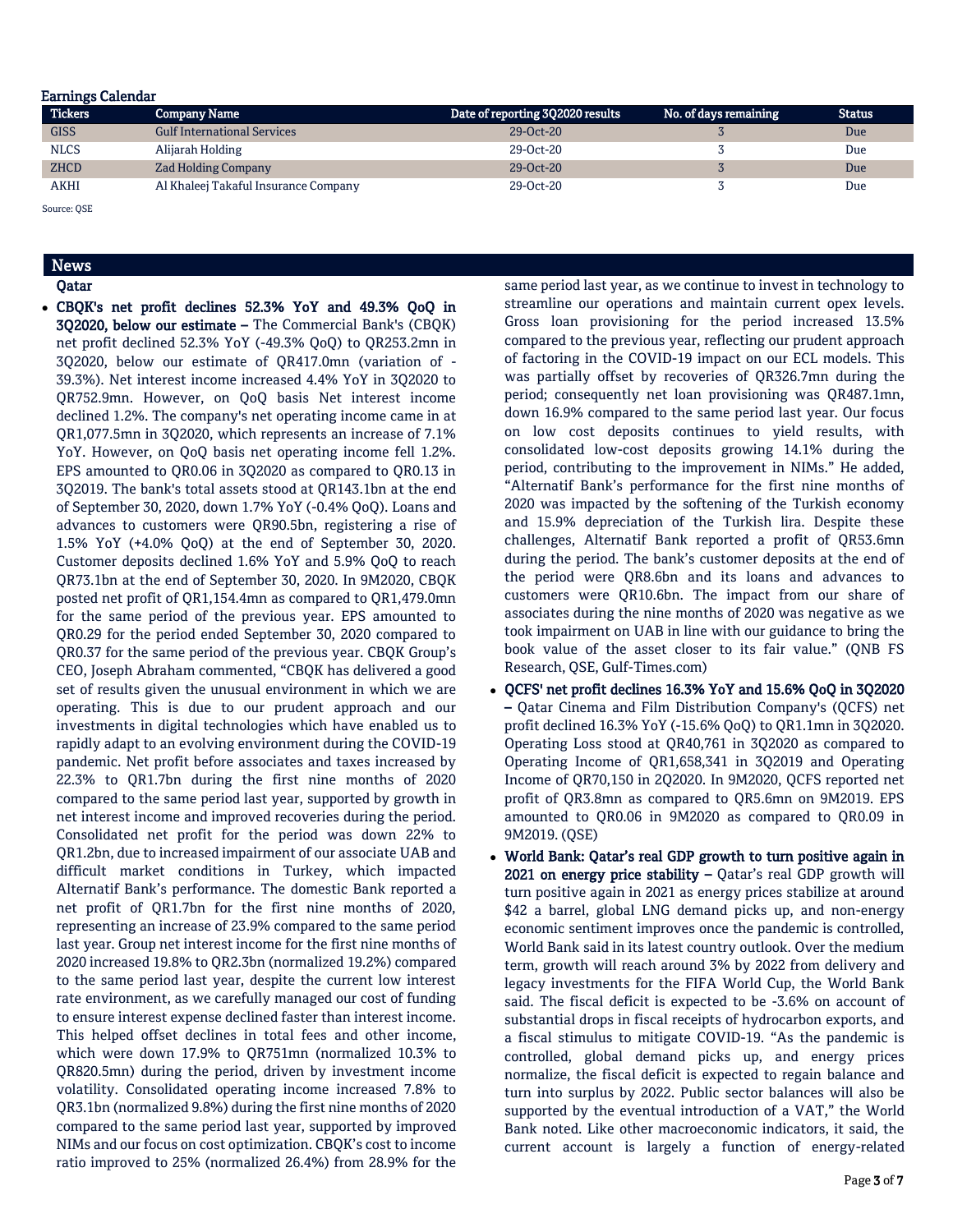## Earnings Calendar

| Tickers | Company Name | Date of reporting 3Q2020 results | No. of days remaining | Status |
|---|---|---|---|---|
| GISS | Gulf International Services | 29-Oct-20 | 3 | Due |
| NLCS | Alijarah Holding | 29-Oct-20 | 3 | Due |
| ZHCD | Zad Holding Company | 29-Oct-20 | 3 | Due |
| AKHI | Al Khaleej Takaful Insurance Company | 29-Oct-20 | 3 | Due |

Source: QSE

## News

### Qatar

- **CBQK's net profit declines 52.3% YoY and 49.3% QoQ in 3Q2020, below our estimate –** The Commercial Bank's (CBQK) net profit declined 52.3% YoY (-49.3% QoQ) to QR253.2mn in 3Q2020, below our estimate of QR417.0mn (variation of -39.3%). Net interest income increased 4.4% YoY in 3Q2020 to QR752.9mn. However, on QoQ basis Net interest income declined 1.2%. The company's net operating income came in at QR1,077.5mn in 3Q2020, which represents an increase of 7.1% YoY. However, on QoQ basis net operating income fell 1.2%. EPS amounted to QR0.06 in 3Q2020 as compared to QR0.13 in 3Q2019. The bank's total assets stood at QR143.1bn at the end of September 30, 2020, down 1.7% YoY (-0.4% QoQ). Loans and advances to customers were QR90.5bn, registering a rise of 1.5% YoY (+4.0% QoQ) at the end of September 30, 2020. Customer deposits declined 1.6% YoY and 5.9% QoQ to reach QR73.1bn at the end of September 30, 2020. In 9M2020, CBQK posted net profit of QR1,154.4mn as compared to QR1,479.0mn for the same period of the previous year. EPS amounted to QR0.29 for the period ended September 30, 2020 compared to QR0.37 for the same period of the previous year. CBQK Group's CEO, Joseph Abraham commented, "CBQK has delivered a good set of results given the unusual environment in which we are operating. This is due to our prudent approach and our investments in digital technologies which have enabled us to rapidly adapt to an evolving environment during the COVID-19 pandemic. Net profit before associates and taxes increased by 22.3% to QR1.7bn during the first nine months of 2020 compared to the same period last year, supported by growth in net interest income and improved recoveries during the period. Consolidated net profit for the period was down 22% to QR1.2bn, due to increased impairment of our associate UAB and difficult market conditions in Turkey, which impacted Alternatif Bank's performance. The domestic Bank reported a net profit of QR1.7bn for the first nine months of 2020, representing an increase of 23.9% compared to the same period last year. Group net interest income for the first nine months of 2020 increased 19.8% to QR2.3bn (normalized 19.2%) compared to the same period last year, despite the current low interest rate environment, as we carefully managed our cost of funding to ensure interest expense declined faster than interest income. This helped offset declines in total fees and other income, which were down 17.9% to QR751mn (normalized 10.3% to QR820.5mn) during the period, driven by investment income volatility. Consolidated operating income increased 7.8% to QR3.1bn (normalized 9.8%) during the first nine months of 2020 compared to the same period last year, supported by improved NIMs and our focus on cost optimization. CBQK's cost to income ratio improved to 25% (normalized 26.4%) from 28.9% for the same period last year, as we continue to invest in technology to streamline our operations and maintain current opex levels. Gross loan provisioning for the period increased 13.5% compared to the previous year, reflecting our prudent approach of factoring in the COVID-19 impact on our ECL models. This was partially offset by recoveries of QR326.7mn during the period; consequently net loan provisioning was QR487.1mn, down 16.9% compared to the same period last year. Our focus on low cost deposits continues to yield results, with consolidated low-cost deposits growing 14.1% during the period, contributing to the improvement in NIMs." He added, "Alternatif Bank's performance for the first nine months of 2020 was impacted by the softening of the Turkish economy and 15.9% depreciation of the Turkish lira. Despite these challenges, Alternatif Bank reported a profit of QR53.6mn during the period. The bank's customer deposits at the end of the period were QR8.6bn and its loans and advances to customers were QR10.6bn. The impact from our share of associates during the nine months of 2020 was negative as we took impairment on UAB in line with our guidance to bring the book value of the asset closer to its fair value." (QNB FS Research, QSE, Gulf-Times.com)
- **QCFS' net profit declines 16.3% YoY and 15.6% QoQ in 3Q2020 –** Qatar Cinema and Film Distribution Company's (QCFS) net profit declined 16.3% YoY (-15.6% QoQ) to QR1.1mn in 3Q2020. Operating Loss stood at QR40,761 in 3Q2020 as compared to Operating Income of QR1,658,341 in 3Q2019 and Operating Income of QR70,150 in 2Q2020. In 9M2020, QCFS reported net profit of QR3.8mn as compared to QR5.6mn on 9M2019. EPS amounted to QR0.06 in 9M2020 as compared to QR0.09 in 9M2019. (QSE)
- **World Bank: Qatar's real GDP growth to turn positive again in 2021 on energy price stability –** Qatar's real GDP growth will turn positive again in 2021 as energy prices stabilize at around $42 a barrel, global LNG demand picks up, and non-energy economic sentiment improves once the pandemic is controlled, World Bank said in its latest country outlook. Over the medium term, growth will reach around 3% by 2022 from delivery and legacy investments for the FIFA World Cup, the World Bank said. The fiscal deficit is expected to be -3.6% on account of substantial drops in fiscal receipts of hydrocarbon exports, and a fiscal stimulus to mitigate COVID-19. "As the pandemic is controlled, global demand picks up, and energy prices normalize, the fiscal deficit is expected to regain balance and turn into surplus by 2022. Public sector balances will also be supported by the eventual introduction of a VAT," the World Bank noted. Like other macroeconomic indicators, it said, the current account is largely a function of energy-related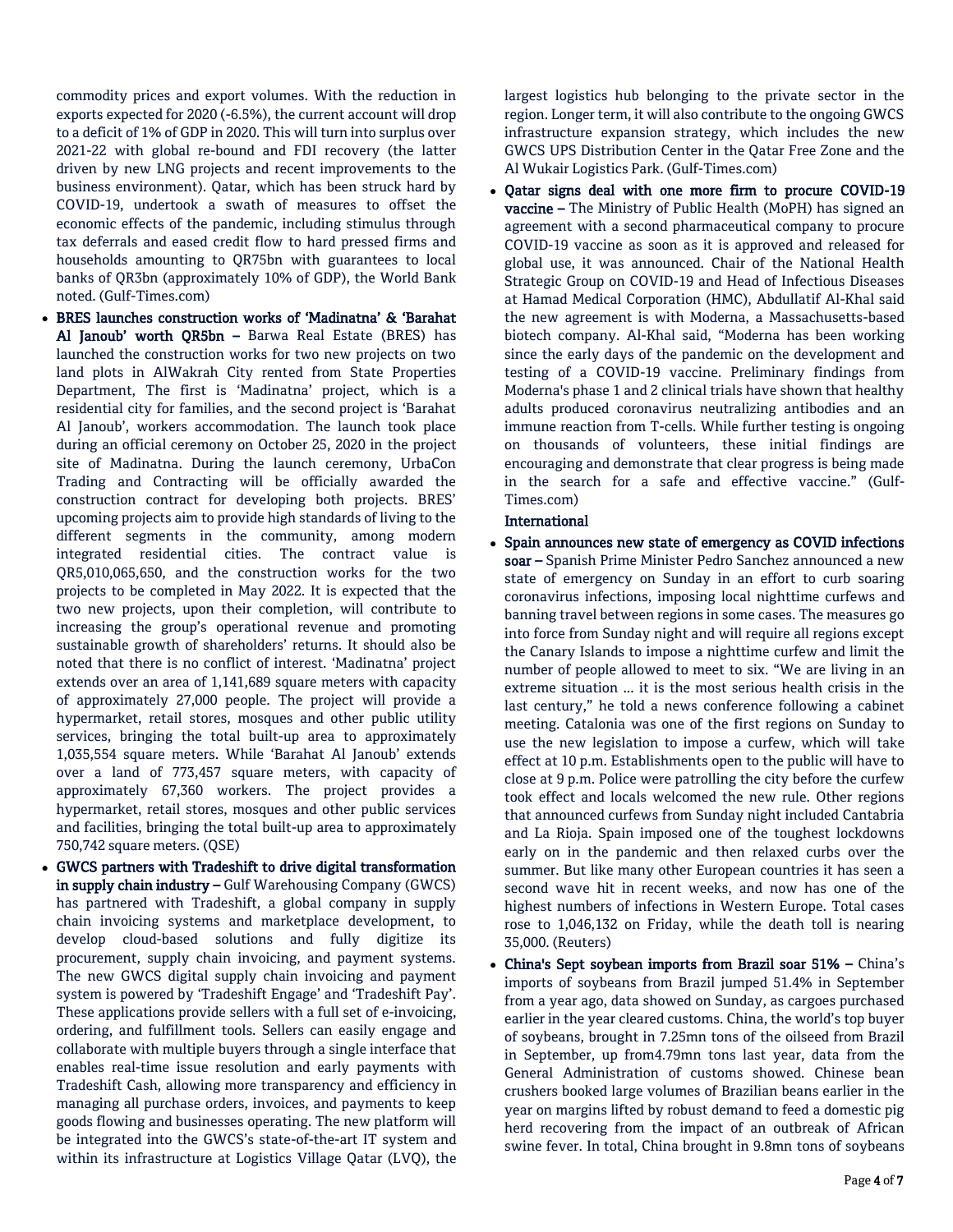commodity prices and export volumes. With the reduction in exports expected for 2020 (-6.5%), the current account will drop to a deficit of 1% of GDP in 2020. This will turn into surplus over 2021-22 with global re-bound and FDI recovery (the latter driven by new LNG projects and recent improvements to the business environment). Qatar, which has been struck hard by COVID-19, undertook a swath of measures to offset the economic effects of the pandemic, including stimulus through tax deferrals and eased credit flow to hard pressed firms and households amounting to QR75bn with guarantees to local banks of QR3bn (approximately 10% of GDP), the World Bank noted. (Gulf-Times.com)

- **BRES launches construction works of 'Madinatna' & 'Barahat Al Janoub' worth QR5bn –** Barwa Real Estate (BRES) has launched the construction works for two new projects on two land plots in AlWakrah City rented from State Properties Department, The first is 'Madinatna' project, which is a residential city for families, and the second project is 'Barahat Al Janoub', workers accommodation. The launch took place during an official ceremony on October 25, 2020 in the project site of Madinatna. During the launch ceremony, UrbaCon Trading and Contracting will be officially awarded the construction contract for developing both projects. BRES' upcoming projects aim to provide high standards of living to the different segments in the community, among modern integrated residential cities. The contract value is QR5,010,065,650, and the construction works for the two projects to be completed in May 2022. It is expected that the two new projects, upon their completion, will contribute to increasing the group's operational revenue and promoting sustainable growth of shareholders' returns. It should also be noted that there is no conflict of interest. 'Madinatna' project extends over an area of 1,141,689 square meters with capacity of approximately 27,000 people. The project will provide a hypermarket, retail stores, mosques and other public utility services, bringing the total built-up area to approximately 1,035,554 square meters. While 'Barahat Al Janoub' extends over a land of 773,457 square meters, with capacity of approximately 67,360 workers. The project provides a hypermarket, retail stores, mosques and other public services and facilities, bringing the total built-up area to approximately 750,742 square meters. (QSE)
- **GWCS partners with Tradeshift to drive digital transformation in supply chain industry –** Gulf Warehousing Company (GWCS) has partnered with Tradeshift, a global company in supply chain invoicing systems and marketplace development, to develop cloud-based solutions and fully digitize its procurement, supply chain invoicing, and payment systems. The new GWCS digital supply chain invoicing and payment system is powered by 'Tradeshift Engage' and 'Tradeshift Pay'. These applications provide sellers with a full set of e-invoicing, ordering, and fulfillment tools. Sellers can easily engage and collaborate with multiple buyers through a single interface that enables real-time issue resolution and early payments with Tradeshift Cash, allowing more transparency and efficiency in managing all purchase orders, invoices, and payments to keep goods flowing and businesses operating. The new platform will be integrated into the GWCS's state-of-the-art IT system and within its infrastructure at Logistics Village Qatar (LVQ), the largest logistics hub belonging to the private sector in the region. Longer term, it will also contribute to the ongoing GWCS infrastructure expansion strategy, which includes the new GWCS UPS Distribution Center in the Qatar Free Zone and the Al Wukair Logistics Park. (Gulf-Times.com)
- **Qatar signs deal with one more firm to procure COVID-19 vaccine –** The Ministry of Public Health (MoPH) has signed an agreement with a second pharmaceutical company to procure COVID-19 vaccine as soon as it is approved and released for global use, it was announced. Chair of the National Health Strategic Group on COVID-19 and Head of Infectious Diseases at Hamad Medical Corporation (HMC), Abdullatif Al-Khal said the new agreement is with Moderna, a Massachusetts-based biotech company. Al-Khal said, "Moderna has been working since the early days of the pandemic on the development and testing of a COVID-19 vaccine. Preliminary findings from Moderna's phase 1 and 2 clinical trials have shown that healthy adults produced coronavirus neutralizing antibodies and an immune reaction from T-cells. While further testing is ongoing on thousands of volunteers, these initial findings are encouraging and demonstrate that clear progress is being made in the search for a safe and effective vaccine." (Gulf-Times.com)

**International**

- **Spain announces new state of emergency as COVID infections soar –** Spanish Prime Minister Pedro Sanchez announced a new state of emergency on Sunday in an effort to curb soaring coronavirus infections, imposing local nighttime curfews and banning travel between regions in some cases. The measures go into force from Sunday night and will require all regions except the Canary Islands to impose a nighttime curfew and limit the number of people allowed to meet to six. "We are living in an extreme situation … it is the most serious health crisis in the last century," he told a news conference following a cabinet meeting. Catalonia was one of the first regions on Sunday to use the new legislation to impose a curfew, which will take effect at 10 p.m. Establishments open to the public will have to close at 9 p.m. Police were patrolling the city before the curfew took effect and locals welcomed the new rule. Other regions that announced curfews from Sunday night included Cantabria and La Rioja. Spain imposed one of the toughest lockdowns early on in the pandemic and then relaxed curbs over the summer. But like many other European countries it has seen a second wave hit in recent weeks, and now has one of the highest numbers of infections in Western Europe. Total cases rose to 1,046,132 on Friday, while the death toll is nearing 35,000. (Reuters)
- **China's Sept soybean imports from Brazil soar 51% –** China's imports of soybeans from Brazil jumped 51.4% in September from a year ago, data showed on Sunday, as cargoes purchased earlier in the year cleared customs. China, the world's top buyer of soybeans, brought in 7.25mn tons of the oilseed from Brazil in September, up from4.79mn tons last year, data from the General Administration of customs showed. Chinese bean crushers booked large volumes of Brazilian beans earlier in the year on margins lifted by robust demand to feed a domestic pig herd recovering from the impact of an outbreak of African swine fever. In total, China brought in 9.8mn tons of soybeans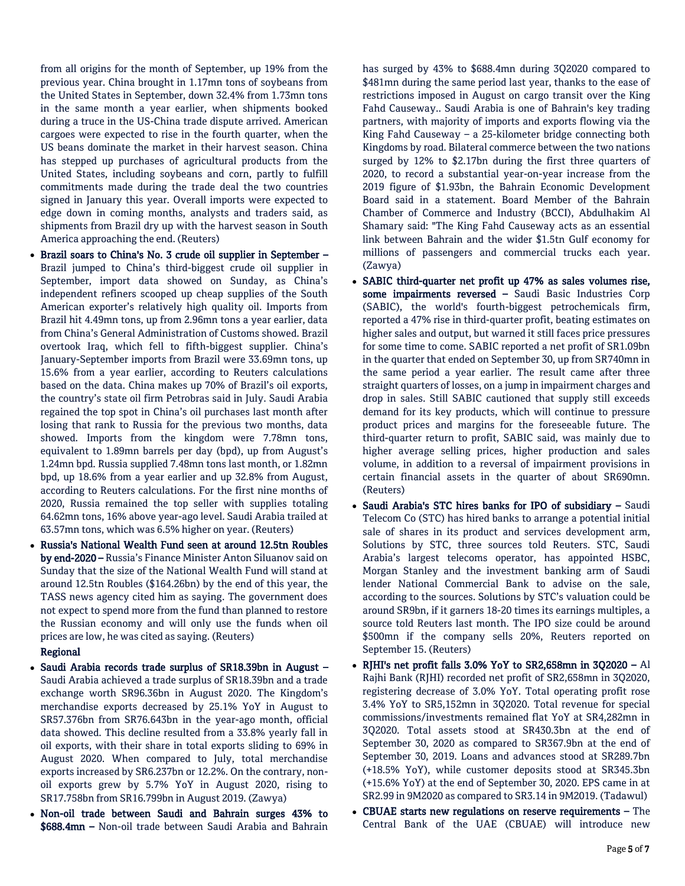from all origins for the month of September, up 19% from the previous year. China brought in 1.17mn tons of soybeans from the United States in September, down 32.4% from 1.73mn tons in the same month a year earlier, when shipments booked during a truce in the US-China trade dispute arrived. American cargoes were expected to rise in the fourth quarter, when the US beans dominate the market in their harvest season. China has stepped up purchases of agricultural products from the United States, including soybeans and corn, partly to fulfill commitments made during the trade deal the two countries signed in January this year. Overall imports were expected to edge down in coming months, analysts and traders said, as shipments from Brazil dry up with the harvest season in South America approaching the end. (Reuters)

- **Brazil soars to China's No. 3 crude oil supplier in September –** Brazil jumped to China's third-biggest crude oil supplier in September, import data showed on Sunday, as China's independent refiners scooped up cheap supplies of the South American exporter's relatively high quality oil. Imports from Brazil hit 4.49mn tons, up from 2.96mn tons a year earlier, data from China's General Administration of Customs showed. Brazil overtook Iraq, which fell to fifth-biggest supplier. China's January-September imports from Brazil were 33.69mn tons, up 15.6% from a year earlier, according to Reuters calculations based on the data. China makes up 70% of Brazil's oil exports, the country's state oil firm Petrobras said in July. Saudi Arabia regained the top spot in China's oil purchases last month after losing that rank to Russia for the previous two months, data showed. Imports from the kingdom were 7.78mn tons, equivalent to 1.89mn barrels per day (bpd), up from August's 1.24mn bpd. Russia supplied 7.48mn tons last month, or 1.82mn bpd, up 18.6% from a year earlier and up 32.8% from August, according to Reuters calculations. For the first nine months of 2020, Russia remained the top seller with supplies totaling 64.62mn tons, 16% above year-ago level. Saudi Arabia trailed at 63.57mn tons, which was 6.5% higher on year. (Reuters)
- **Russia's National Wealth Fund seen at around 12.5tn Roubles by end-2020 –** Russia's Finance Minister Anton Siluanov said on Sunday that the size of the National Wealth Fund will stand at around 12.5tn Roubles ($164.26bn) by the end of this year, the TASS news agency cited him as saying. The government does not expect to spend more from the fund than planned to restore the Russian economy and will only use the funds when oil prices are low, he was cited as saying. (Reuters)

**Regional**

- **Saudi Arabia records trade surplus of SR18.39bn in August –** Saudi Arabia achieved a trade surplus of SR18.39bn and a trade exchange worth SR96.36bn in August 2020. The Kingdom's merchandise exports decreased by 25.1% YoY in August to SR57.376bn from SR76.643bn in the year-ago month, official data showed. This decline resulted from a 33.8% yearly fall in oil exports, with their share in total exports sliding to 69% in August 2020. When compared to July, total merchandise exports increased by SR6.237bn or 12.2%. On the contrary, non-oil exports grew by 5.7% YoY in August 2020, rising to SR17.758bn from SR16.799bn in August 2019. (Zawya)
- **Non-oil trade between Saudi and Bahrain surges 43% to $688.4mn –** Non-oil trade between Saudi Arabia and Bahrain has surged by 43% to $688.4mn during 3Q2020 compared to $481mn during the same period last year, thanks to the ease of restrictions imposed in August on cargo transit over the King Fahd Causeway.. Saudi Arabia is one of Bahrain's key trading partners, with majority of imports and exports flowing via the King Fahd Causeway – a 25-kilometer bridge connecting both Kingdoms by road. Bilateral commerce between the two nations surged by 12% to $2.17bn during the first three quarters of 2020, to record a substantial year-on-year increase from the 2019 figure of $1.93bn, the Bahrain Economic Development Board said in a statement. Board Member of the Bahrain Chamber of Commerce and Industry (BCCI), Abdulhakim Al Shamary said: "The King Fahd Causeway acts as an essential link between Bahrain and the wider $1.5tn Gulf economy for millions of passengers and commercial trucks each year. (Zawya)
- **SABIC third-quarter net profit up 47% as sales volumes rise, some impairments reversed –** Saudi Basic Industries Corp (SABIC), the world's fourth-biggest petrochemicals firm, reported a 47% rise in third-quarter profit, beating estimates on higher sales and output, but warned it still faces price pressures for some time to come. SABIC reported a net profit of SR1.09bn in the quarter that ended on September 30, up from SR740mn in the same period a year earlier. The result came after three straight quarters of losses, on a jump in impairment charges and drop in sales. Still SABIC cautioned that supply still exceeds demand for its key products, which will continue to pressure product prices and margins for the foreseeable future. The third-quarter return to profit, SABIC said, was mainly due to higher average selling prices, higher production and sales volume, in addition to a reversal of impairment provisions in certain financial assets in the quarter of about SR690mn. (Reuters)
- **Saudi Arabia's STC hires banks for IPO of subsidiary –** Saudi Telecom Co (STC) has hired banks to arrange a potential initial sale of shares in its product and services development arm, Solutions by STC, three sources told Reuters. STC, Saudi Arabia's largest telecoms operator, has appointed HSBC, Morgan Stanley and the investment banking arm of Saudi lender National Commercial Bank to advise on the sale, according to the sources. Solutions by STC's valuation could be around SR9bn, if it garners 18-20 times its earnings multiples, a source told Reuters last month. The IPO size could be around $500mn if the company sells 20%, Reuters reported on September 15. (Reuters)
- **RJHI's net profit falls 3.0% YoY to SR2,658mn in 3Q2020 –** Al Rajhi Bank (RJHI) recorded net profit of SR2,658mn in 3Q2020, registering decrease of 3.0% YoY. Total operating profit rose 3.4% YoY to SR5,152mn in 3Q2020. Total revenue for special commissions/investments remained flat YoY at SR4,282mn in 3Q2020. Total assets stood at SR430.3bn at the end of September 30, 2020 as compared to SR367.9bn at the end of September 30, 2019. Loans and advances stood at SR289.7bn (+18.5% YoY), while customer deposits stood at SR345.3bn (+15.6% YoY) at the end of September 30, 2020. EPS came in at SR2.99 in 9M2020 as compared to SR3.14 in 9M2019. (Tadawul)
- **CBUAE starts new regulations on reserve requirements –** The Central Bank of the UAE (CBUAE) will introduce new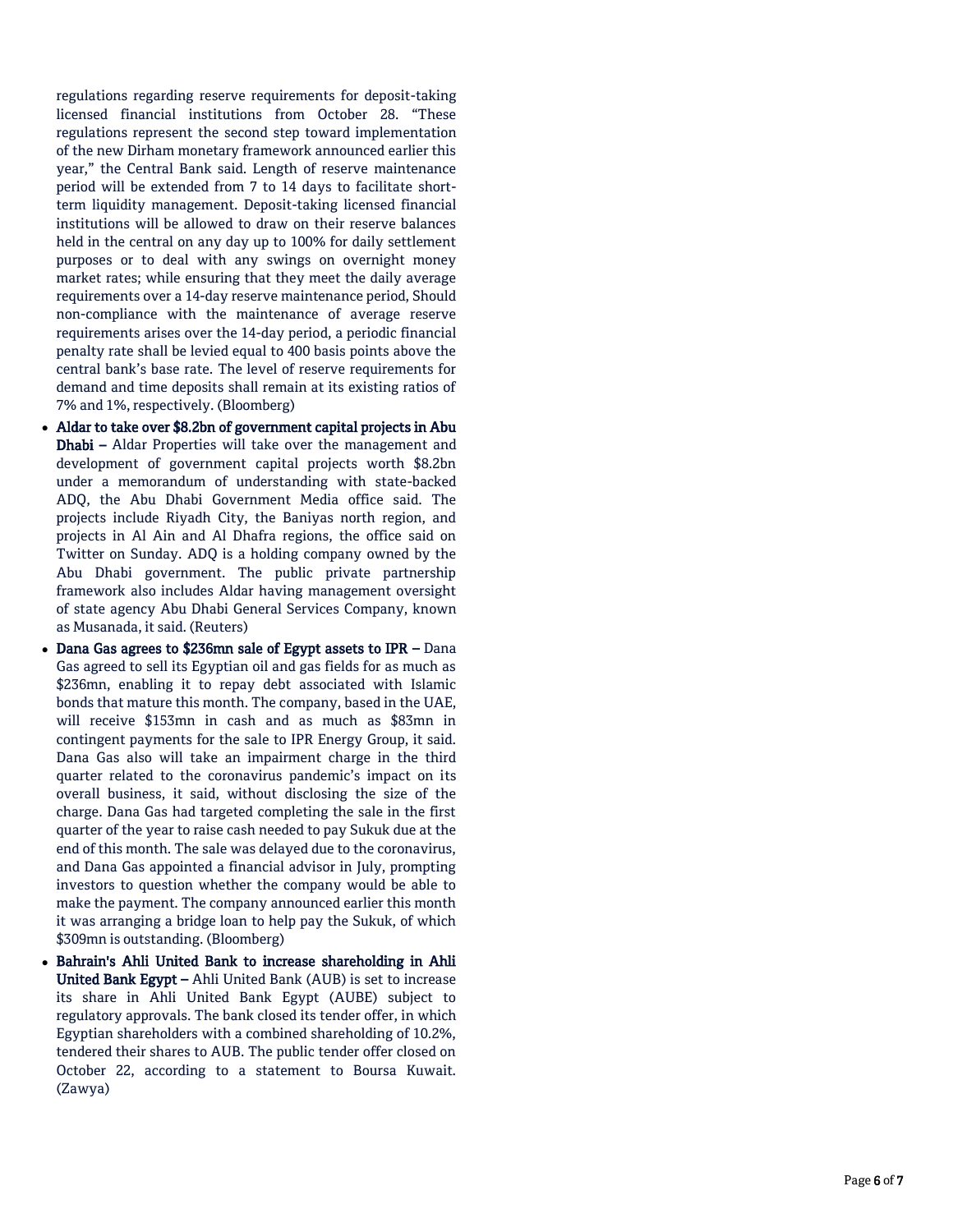regulations regarding reserve requirements for deposit-taking licensed financial institutions from October 28. "These regulations represent the second step toward implementation of the new Dirham monetary framework announced earlier this year," the Central Bank said. Length of reserve maintenance period will be extended from 7 to 14 days to facilitate short-term liquidity management. Deposit-taking licensed financial institutions will be allowed to draw on their reserve balances held in the central on any day up to 100% for daily settlement purposes or to deal with any swings on overnight money market rates; while ensuring that they meet the daily average requirements over a 14-day reserve maintenance period, Should non-compliance with the maintenance of average reserve requirements arises over the 14-day period, a periodic financial penalty rate shall be levied equal to 400 basis points above the central bank's base rate. The level of reserve requirements for demand and time deposits shall remain at its existing ratios of 7% and 1%, respectively. (Bloomberg)

- **Aldar to take over $8.2bn of government capital projects in Abu Dhabi –** Aldar Properties will take over the management and development of government capital projects worth $8.2bn under a memorandum of understanding with state-backed ADQ, the Abu Dhabi Government Media office said. The projects include Riyadh City, the Baniyas north region, and projects in Al Ain and Al Dhafra regions, the office said on Twitter on Sunday. ADQ is a holding company owned by the Abu Dhabi government. The public private partnership framework also includes Aldar having management oversight of state agency Abu Dhabi General Services Company, known as Musanada, it said. (Reuters)
- **Dana Gas agrees to $236mn sale of Egypt assets to IPR –** Dana Gas agreed to sell its Egyptian oil and gas fields for as much as $236mn, enabling it to repay debt associated with Islamic bonds that mature this month. The company, based in the UAE, will receive $153mn in cash and as much as $83mn in contingent payments for the sale to IPR Energy Group, it said. Dana Gas also will take an impairment charge in the third quarter related to the coronavirus pandemic's impact on its overall business, it said, without disclosing the size of the charge. Dana Gas had targeted completing the sale in the first quarter of the year to raise cash needed to pay Sukuk due at the end of this month. The sale was delayed due to the coronavirus, and Dana Gas appointed a financial advisor in July, prompting investors to question whether the company would be able to make the payment. The company announced earlier this month it was arranging a bridge loan to help pay the Sukuk, of which $309mn is outstanding. (Bloomberg)
- **Bahrain's Ahli United Bank to increase shareholding in Ahli United Bank Egypt –** Ahli United Bank (AUB) is set to increase its share in Ahli United Bank Egypt (AUBE) subject to regulatory approvals. The bank closed its tender offer, in which Egyptian shareholders with a combined shareholding of 10.2%, tendered their shares to AUB. The public tender offer closed on October 22, according to a statement to Boursa Kuwait. (Zawya)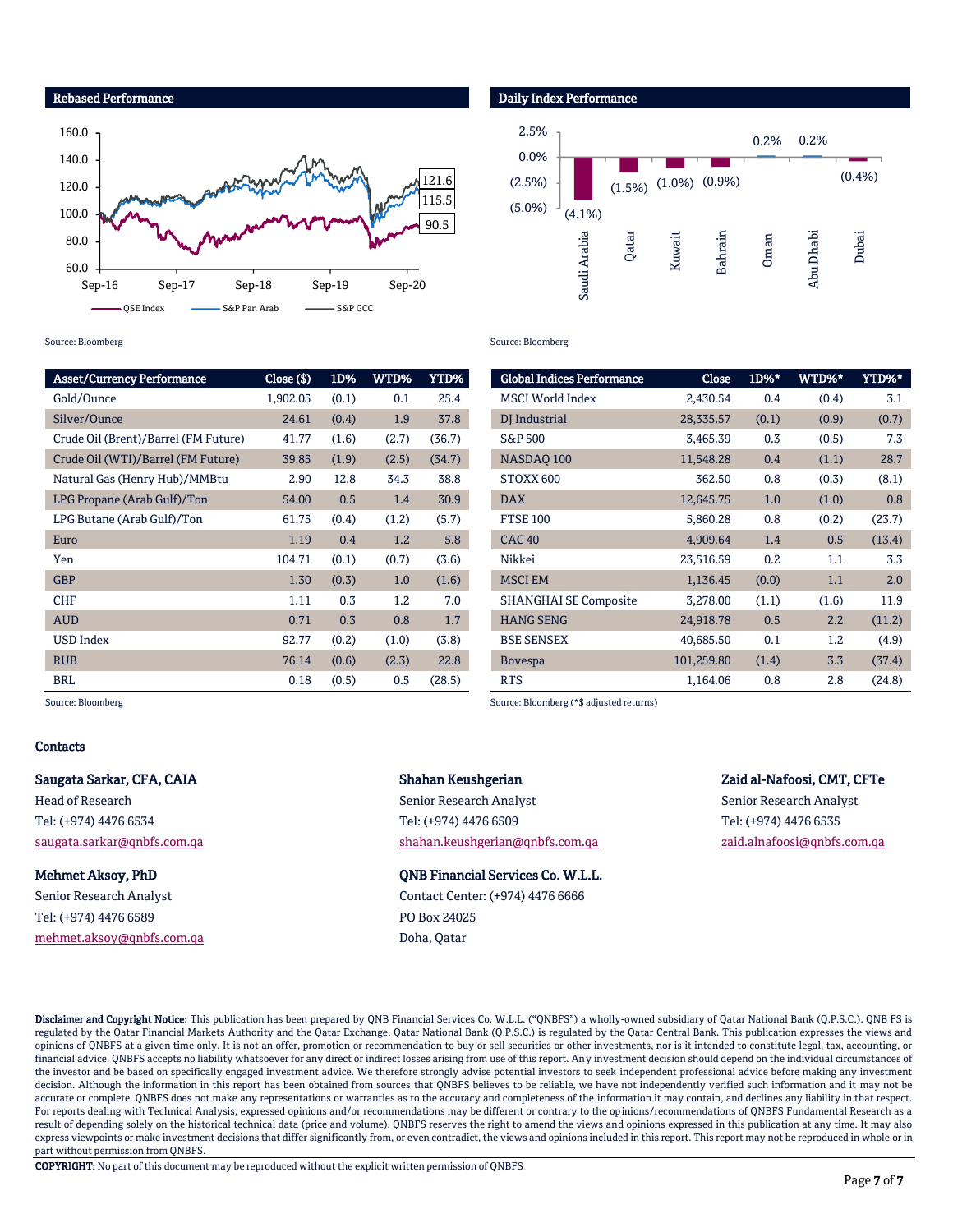## Rebased Performance

160.0
140.0
120.0
100.0
80.0
60.0

Sep-16 Sep-17 Sep-18 Sep-19 Sep-20

121.6
115.5
90.5

QSE Index S&P Pan Arab S&P GCC

Source: Bloomberg

## Daily Index Performance

2.5%
0.0%
(2.5%)
(5.0%)

(4.1%) (1.5%) (1.0%) (0.9%) 0.2% 0.2% (0.4%)

Saudi Arabia Qatar Kuwait Bahrain Oman Abu Dhabi Dubai

Source: Bloomberg

| Asset/Currency Performance | Close ($) | 1D% | WTD% | YTD% |
|---|---|---|---|---|
| Gold/Ounce | 1,902.05 | (0.1) | 0.1 | 25.4 |
| Silver/Ounce | 24.61 | (0.4) | 1.9 | 37.8 |
| Crude Oil (Brent)/Barrel (FM Future) | 41.77 | (1.6) | (2.7) | (36.7) |
| Crude Oil (WTI)/Barrel (FM Future) | 39.85 | (1.9) | (2.5) | (34.7) |
| Natural Gas (Henry Hub)/MMBtu | 2.90 | 12.8 | 34.3 | 38.8 |
| LPG Propane (Arab Gulf)/Ton | 54.00 | 0.5 | 1.4 | 30.9 |
| LPG Butane (Arab Gulf)/Ton | 61.75 | (0.4) | (1.2) | (5.7) |
| Euro | 1.19 | 0.4 | 1.2 | 5.8 |
| Yen | 104.71 | (0.1) | (0.7) | (3.6) |
| GBP | 1.30 | (0.3) | 1.0 | (1.6) |
| CHF | 1.11 | 0.3 | 1.2 | 7.0 |
| AUD | 0.71 | 0.3 | 0.8 | 1.7 |
| USD Index | 92.77 | (0.2) | (1.0) | (3.8) |
| RUB | 76.14 | (0.6) | (2.3) | 22.8 |
| BRL | 0.18 | (0.5) | 0.5 | (28.5) |

Source: Bloomberg

| Global Indices Performance | Close | 1D%* | WTD%* | YTD%* |
|---|---|---|---|---|
| MSCI World Index | 2,430.54 | 0.4 | (0.4) | 3.1 |
| DJ Industrial | 28,335.57 | (0.1) | (0.9) | (0.7) |
| S&P 500 | 3,465.39 | 0.3 | (0.5) | 7.3 |
| NASDAQ 100 | 11,548.28 | 0.4 | (1.1) | 28.7 |
| STOXX 600 | 362.50 | 0.8 | (0.3) | (8.1) |
| DAX | 12,645.75 | 1.0 | (1.0) | 0.8 |
| FTSE 100 | 5,860.28 | 0.8 | (0.2) | (23.7) |
| CAC 40 | 4,909.64 | 1.4 | 0.5 | (13.4) |
| Nikkei | 23,516.59 | 0.2 | 1.1 | 3.3 |
| MSCI EM | 1,136.45 | (0.0) | 1.1 | 2.0 |
| SHANGHAI SE Composite | 3,278.00 | (1.1) | (1.6) | 11.9 |
| HANG SENG | 24,918.78 | 0.5 | 2.2 | (11.2) |
| BSE SENSEX | 40,685.50 | 0.1 | 1.2 | (4.9) |
| Bovespa | 101,259.80 | (1.4) | 3.3 | (37.4) |
| RTS | 1,164.06 | 0.8 | 2.8 | (24.8) |

Source: Bloomberg (*$ adjusted returns)

### Contacts

**Saugata Sarkar, CFA, CAIA**
Head of Research
Tel: (+974) 4476 6534
saugata.sarkar@qnbfs.com.qa

**Shahan Keushgerian**
Senior Research Analyst
Tel: (+974) 4476 6509
shahan.keushgerian@qnbfs.com.qa

**Zaid al-Nafoosi, CMT, CFTe**
Senior Research Analyst
Tel: (+974) 4476 6535
zaid.alnafoosi@qnbfs.com.qa

**Mehmet Aksoy, PhD**
Senior Research Analyst
Tel: (+974) 4476 6589
mehmet.aksoy@qnbfs.com.qa

**QNB Financial Services Co. W.L.L.**
Contact Center: (+974) 4476 6666
PO Box 24025
Doha, Qatar

**Disclaimer and Copyright Notice:** This publication has been prepared by QNB Financial Services Co. W.L.L. ("QNBFS") a wholly-owned subsidiary of Qatar National Bank (Q.P.S.C.). QNB FS is regulated by the Qatar Financial Markets Authority and the Qatar Exchange. Qatar National Bank (Q.P.S.C.) is regulated by the Qatar Central Bank. This publication expresses the views and opinions of QNBFS at a given time only. It is not an offer, promotion or recommendation to buy or sell securities or other investments, nor is it intended to constitute legal, tax, accounting, or financial advice. QNBFS accepts no liability whatsoever for any direct or indirect losses arising from use of this report. Any investment decision should depend on the individual circumstances of the investor and be based on specifically engaged investment advice. We therefore strongly advise potential investors to seek independent professional advice before making any investment decision. Although the information in this report has been obtained from sources that QNBFS believes to be reliable, we have not independently verified such information and it may not be accurate or complete. QNBFS does not make any representations or warranties as to the accuracy and completeness of the information it may contain, and declines any liability in that respect. For reports dealing with Technical Analysis, expressed opinions and/or recommendations may be different or contrary to the opinions/recommendations of QNBFS Fundamental Research as a result of depending solely on the historical technical data (price and volume). QNBFS reserves the right to amend the views and opinions expressed in this publication at any time. It may also express viewpoints or make investment decisions that differ significantly from, or even contradict, the views and opinions included in this report. This report may not be reproduced in whole or in part without permission from QNBFS.

**COPYRIGHT:** No part of this document may be reproduced without the explicit written permission of QNBFS